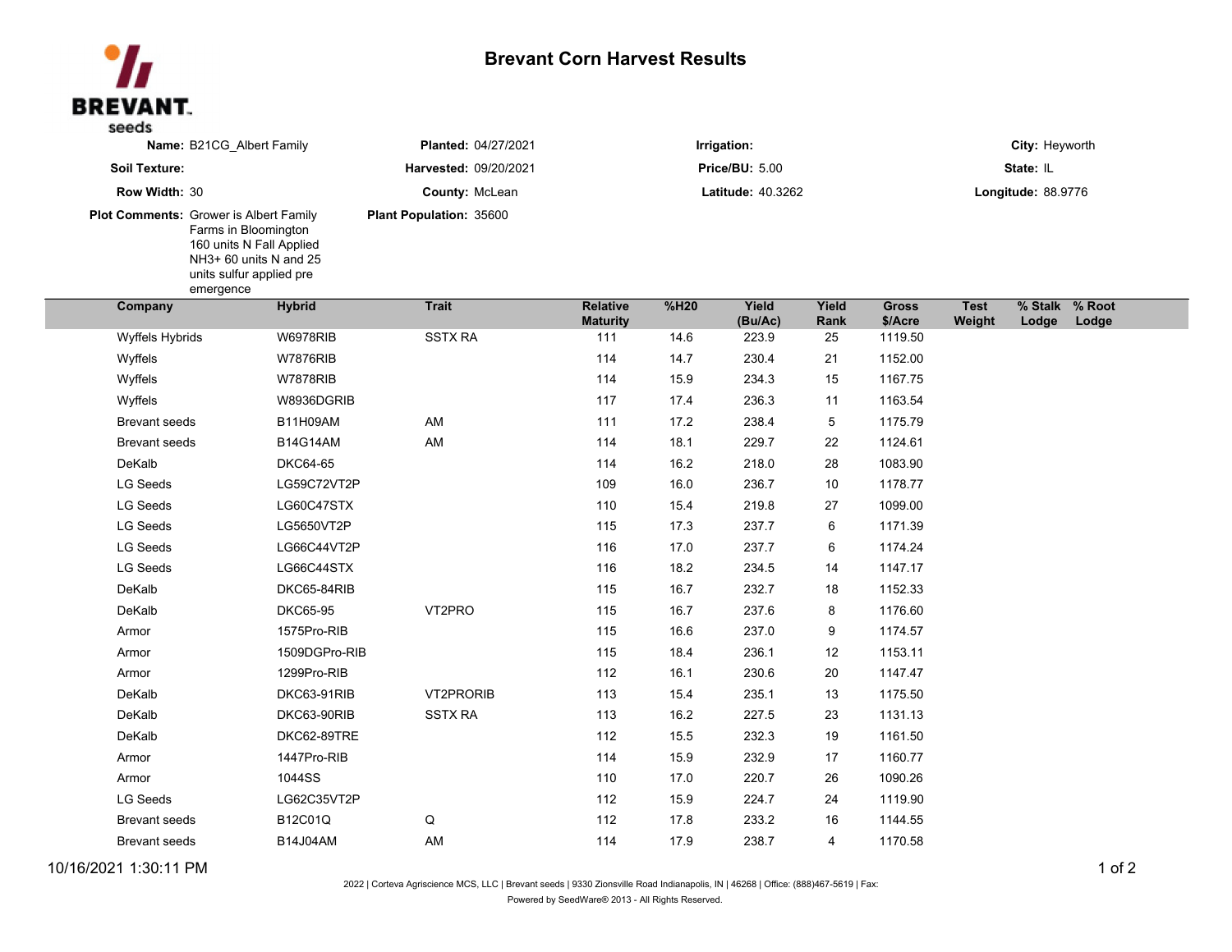BREVANT.
seeds

# Brevant Corn Harvest Results

**Name:** B21CG_Albert Family
**Planted:** 04/27/2021
**Irrigation:**
**City:** Heyworth

**Soil Texture:**
**Harvested:** 09/20/2021
**Price/BU:** 5.00
**State:** IL

**Row Width:** 30
**County:** McLean
**Latitude:** 40.3262
**Longitude:** 88.9776

**Plot Comments:** Grower is Albert Family Farms in Bloomington 160 units N Fall Applied NH3+ 60 units N and 25 units sulfur applied pre emergence
**Plant Population:** 35600

| Company | Hybrid | Trait | Relative Maturity | %H20 | Yield (Bu/Ac) | Yield Rank | Gross $/Acre | Test Weight | % Stalk Lodge | % Root Lodge |
|---|---|---|---|---|---|---|---|---|---|---|
| Wyffels Hybrids | W6978RIB | SSTX RA | 111 | 14.6 | 223.9 | 25 | 1119.50 | | | |
| Wyffels | W7876RIB | | 114 | 14.7 | 230.4 | 21 | 1152.00 | | | |
| Wyffels | W7878RIB | | 114 | 15.9 | 234.3 | 15 | 1167.75 | | | |
| Wyffels | W8936DGRIB | | 117 | 17.4 | 236.3 | 11 | 1163.54 | | | |
| Brevant seeds | B11H09AM | AM | 111 | 17.2 | 238.4 | 5 | 1175.79 | | | |
| Brevant seeds | B14G14AM | AM | 114 | 18.1 | 229.7 | 22 | 1124.61 | | | |
| DeKalb | DKC64-65 | | 114 | 16.2 | 218.0 | 28 | 1083.90 | | | |
| LG Seeds | LG59C72VT2P | | 109 | 16.0 | 236.7 | 10 | 1178.77 | | | |
| LG Seeds | LG60C47STX | | 110 | 15.4 | 219.8 | 27 | 1099.00 | | | |
| LG Seeds | LG5650VT2P | | 115 | 17.3 | 237.7 | 6 | 1171.39 | | | |
| LG Seeds | LG66C44VT2P | | 116 | 17.0 | 237.7 | 6 | 1174.24 | | | |
| LG Seeds | LG66C44STX | | 116 | 18.2 | 234.5 | 14 | 1147.17 | | | |
| DeKalb | DKC65-84RIB | | 115 | 16.7 | 232.7 | 18 | 1152.33 | | | |
| DeKalb | DKC65-95 | VT2PRO | 115 | 16.7 | 237.6 | 8 | 1176.60 | | | |
| Armor | 1575Pro-RIB | | 115 | 16.6 | 237.0 | 9 | 1174.57 | | | |
| Armor | 1509DGPro-RIB | | 115 | 18.4 | 236.1 | 12 | 1153.11 | | | |
| Armor | 1299Pro-RIB | | 112 | 16.1 | 230.6 | 20 | 1147.47 | | | |
| DeKalb | DKC63-91RIB | VT2PRORIB | 113 | 15.4 | 235.1 | 13 | 1175.50 | | | |
| DeKalb | DKC63-90RIB | SSTX RA | 113 | 16.2 | 227.5 | 23 | 1131.13 | | | |
| DeKalb | DKC62-89TRE | | 112 | 15.5 | 232.3 | 19 | 1161.50 | | | |
| Armor | 1447Pro-RIB | | 114 | 15.9 | 232.9 | 17 | 1160.77 | | | |
| Armor | 1044SS | | 110 | 17.0 | 220.7 | 26 | 1090.26 | | | |
| LG Seeds | LG62C35VT2P | | 112 | 15.9 | 224.7 | 24 | 1119.90 | | | |
| Brevant seeds | B12C01Q | Q | 112 | 17.8 | 233.2 | 16 | 1144.55 | | | |
| Brevant seeds | B14J04AM | AM | 114 | 17.9 | 238.7 | 4 | 1170.58 | | | |

10/16/2021 1:30:11 PM

2022 | Corteva Agriscience MCS, LLC | Brevant seeds | 9330 Zionsville Road Indianapolis, IN | 46268 | Office: (888)467-5619 | Fax:

Powered by SeedWare® 2013 - All Rights Reserved.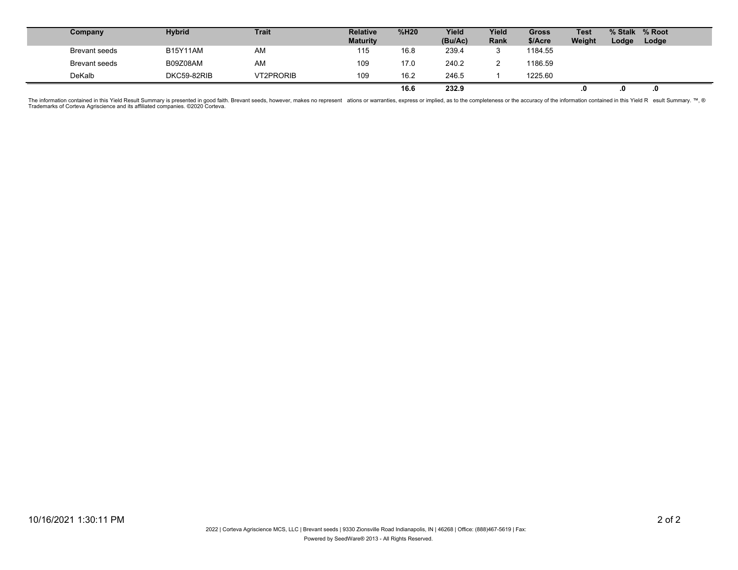| Company | Hybrid | Trait | Relative Maturity | %H20 | Yield (Bu/Ac) | Yield Rank | Gross $/Acre | Test Weight | % Stalk Lodge | % Root Lodge |
|---|---|---|---|---|---|---|---|---|---|---|
| Brevant seeds | B15Y11AM | AM | 115 | 16.8 | 239.4 | 3 | 1184.55 | | | |
| Brevant seeds | B09Z08AM | AM | 109 | 17.0 | 240.2 | 2 | 1186.59 | | | |
| DeKalb | DKC59-82RIB | VT2PRORIB | 109 | 16.2 | 246.5 | 1 | 1225.60 | | | |
| | | | | **16.6** | **232.9** | | | **.0** | **.0** | **.0** |

The information contained in this Yield Result Summary is presented in good faith. Brevant seeds, however, makes no represent ations or warranties, express or implied, as to the completeness or the accuracy of the information contained in this Yield R esult Summary. ™, ® Trademarks of Corteva Agriscience and its affiliated companies. ©2020 Corteva.

10/16/2021 1:30:11 PM

2022 | Corteva Agriscience MCS, LLC | Brevant seeds | 9330 Zionsville Road Indianapolis, IN | 46268 | Office: (888)467-5619 | Fax:

Powered by SeedWare® 2013 - All Rights Reserved.